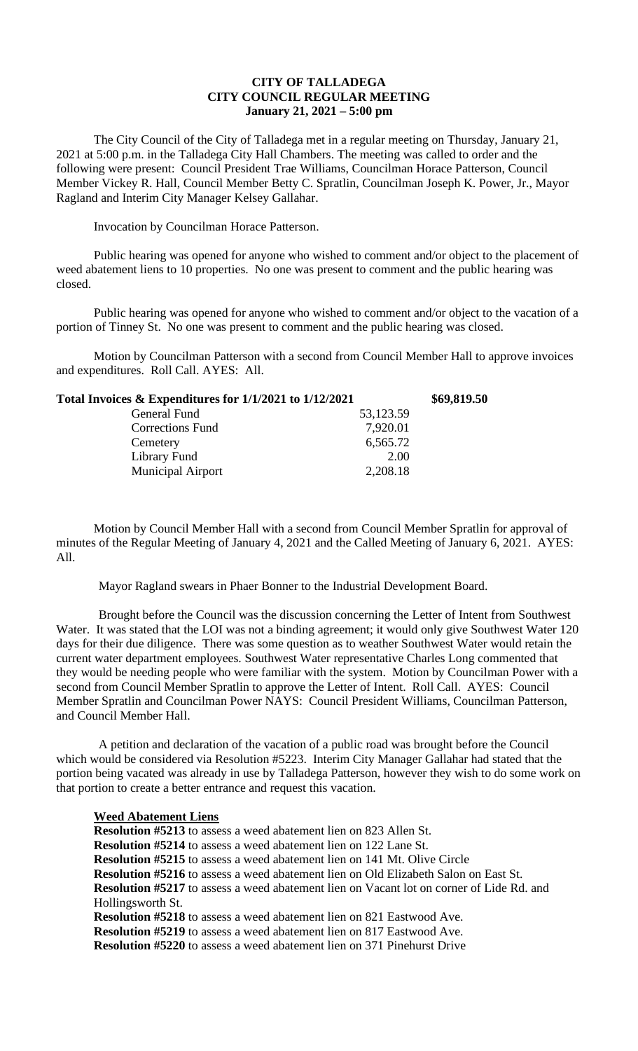# CITY OF TALLADEGA
## CITY COUNCIL REGULAR MEETING
### January 21, 2021 – 5:00 pm

The City Council of the City of Talladega met in a regular meeting on Thursday, January 21, 2021 at 5:00 p.m. in the Talladega City Hall Chambers. The meeting was called to order and the following were present: Council President Trae Williams, Councilman Horace Patterson, Council Member Vickey R. Hall, Council Member Betty C. Spratlin, Councilman Joseph K. Power, Jr., Mayor Ragland and Interim City Manager Kelsey Gallahar.

Invocation by Councilman Horace Patterson.

Public hearing was opened for anyone who wished to comment and/or object to the placement of weed abatement liens to 10 properties. No one was present to comment and the public hearing was closed.

Public hearing was opened for anyone who wished to comment and/or object to the vacation of a portion of Tinney St. No one was present to comment and the public hearing was closed.

Motion by Councilman Patterson with a second from Council Member Hall to approve invoices and expenditures. Roll Call. AYES: All.

| **Total Invoices & Expenditures for 1/1/2021 to 1/12/2021** | | **\$69,819.50** |
|---|---|---|
| General Fund | 53,123.59 | |
| Corrections Fund | 7,920.01 | |
| Cemetery | 6,565.72 | |
| Library Fund | 2.00 | |
| Municipal Airport | 2,208.18 | |

Motion by Council Member Hall with a second from Council Member Spratlin for approval of minutes of the Regular Meeting of January 4, 2021 and the Called Meeting of January 6, 2021. AYES: All.

Mayor Ragland swears in Phaer Bonner to the Industrial Development Board.

Brought before the Council was the discussion concerning the Letter of Intent from Southwest Water. It was stated that the LOI was not a binding agreement; it would only give Southwest Water 120 days for their due diligence. There was some question as to weather Southwest Water would retain the current water department employees. Southwest Water representative Charles Long commented that they would be needing people who were familiar with the system. Motion by Councilman Power with a second from Council Member Spratlin to approve the Letter of Intent. Roll Call. AYES: Council Member Spratlin and Councilman Power NAYS: Council President Williams, Councilman Patterson, and Council Member Hall.

A petition and declaration of the vacation of a public road was brought before the Council which would be considered via Resolution #5223. Interim City Manager Gallahar had stated that the portion being vacated was already in use by Talladega Patterson, however they wish to do some work on that portion to create a better entrance and request this vacation.

**Weed Abatement Liens**

**Resolution #5213** to assess a weed abatement lien on 823 Allen St.
**Resolution #5214** to assess a weed abatement lien on 122 Lane St.
**Resolution #5215** to assess a weed abatement lien on 141 Mt. Olive Circle
**Resolution #5216** to assess a weed abatement lien on Old Elizabeth Salon on East St.
**Resolution #5217** to assess a weed abatement lien on Vacant lot on corner of Lide Rd. and Hollingsworth St.
**Resolution #5218** to assess a weed abatement lien on 821 Eastwood Ave.
**Resolution #5219** to assess a weed abatement lien on 817 Eastwood Ave.
**Resolution #5220** to assess a weed abatement lien on 371 Pinehurst Drive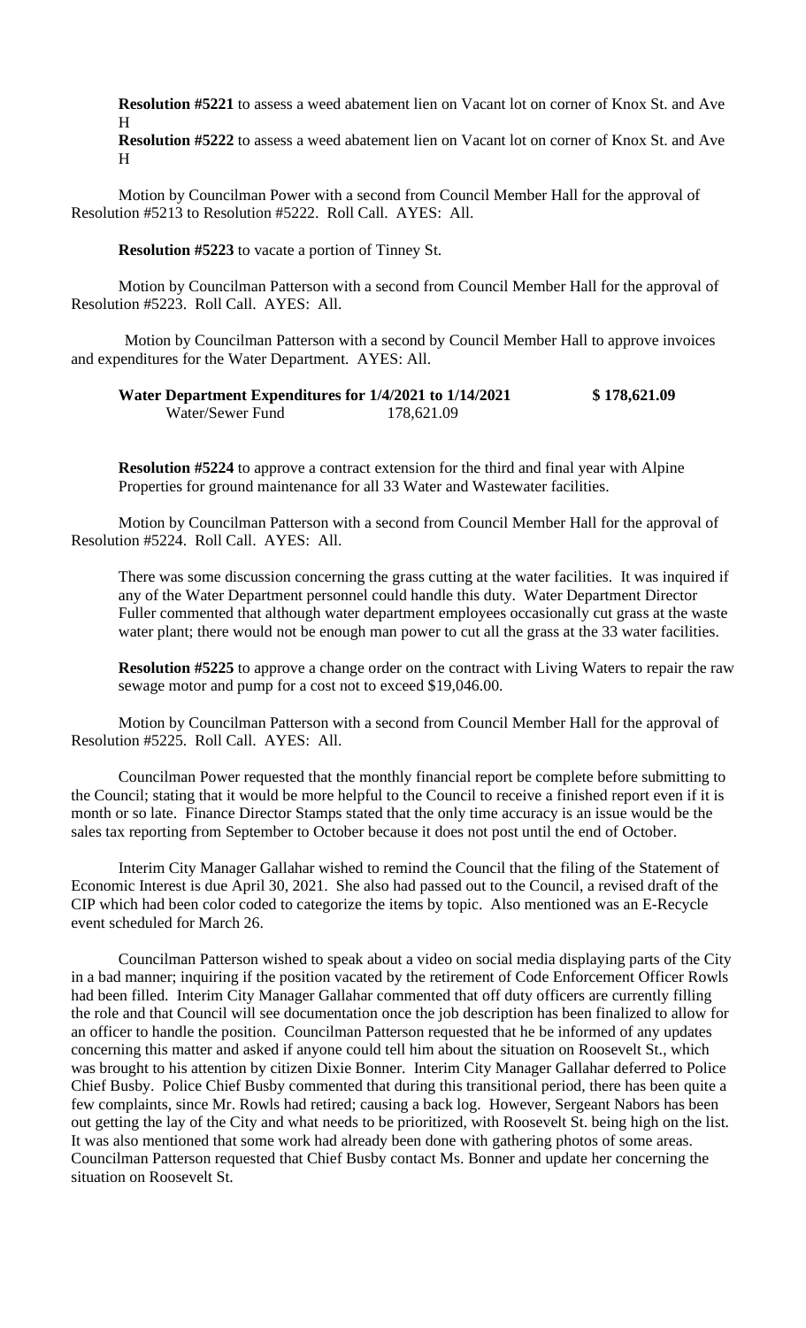**Resolution #5221** to assess a weed abatement lien on Vacant lot on corner of Knox St. and Ave H

**Resolution #5222** to assess a weed abatement lien on Vacant lot on corner of Knox St. and Ave H

Motion by Councilman Power with a second from Council Member Hall for the approval of Resolution #5213 to Resolution #5222. Roll Call. AYES: All.

**Resolution #5223** to vacate a portion of Tinney St.

Motion by Councilman Patterson with a second from Council Member Hall for the approval of Resolution #5223. Roll Call. AYES: All.

Motion by Councilman Patterson with a second by Council Member Hall to approve invoices and expenditures for the Water Department. AYES: All.

| | | |
|---|---|---|
| **Water Department Expenditures for 1/4/2021 to 1/14/2021** | | **$ 178,621.09** |
| Water/Sewer Fund | 178,621.09 | |

**Resolution #5224** to approve a contract extension for the third and final year with Alpine Properties for ground maintenance for all 33 Water and Wastewater facilities.

Motion by Councilman Patterson with a second from Council Member Hall for the approval of Resolution #5224. Roll Call. AYES: All.

There was some discussion concerning the grass cutting at the water facilities. It was inquired if any of the Water Department personnel could handle this duty. Water Department Director Fuller commented that although water department employees occasionally cut grass at the waste water plant; there would not be enough man power to cut all the grass at the 33 water facilities.

**Resolution #5225** to approve a change order on the contract with Living Waters to repair the raw sewage motor and pump for a cost not to exceed $19,046.00.

Motion by Councilman Patterson with a second from Council Member Hall for the approval of Resolution #5225. Roll Call. AYES: All.

Councilman Power requested that the monthly financial report be complete before submitting to the Council; stating that it would be more helpful to the Council to receive a finished report even if it is month or so late. Finance Director Stamps stated that the only time accuracy is an issue would be the sales tax reporting from September to October because it does not post until the end of October.

Interim City Manager Gallahar wished to remind the Council that the filing of the Statement of Economic Interest is due April 30, 2021. She also had passed out to the Council, a revised draft of the CIP which had been color coded to categorize the items by topic. Also mentioned was an E-Recycle event scheduled for March 26.

Councilman Patterson wished to speak about a video on social media displaying parts of the City in a bad manner; inquiring if the position vacated by the retirement of Code Enforcement Officer Rowls had been filled. Interim City Manager Gallahar commented that off duty officers are currently filling the role and that Council will see documentation once the job description has been finalized to allow for an officer to handle the position. Councilman Patterson requested that he be informed of any updates concerning this matter and asked if anyone could tell him about the situation on Roosevelt St., which was brought to his attention by citizen Dixie Bonner. Interim City Manager Gallahar deferred to Police Chief Busby. Police Chief Busby commented that during this transitional period, there has been quite a few complaints, since Mr. Rowls had retired; causing a back log. However, Sergeant Nabors has been out getting the lay of the City and what needs to be prioritized, with Roosevelt St. being high on the list. It was also mentioned that some work had already been done with gathering photos of some areas. Councilman Patterson requested that Chief Busby contact Ms. Bonner and update her concerning the situation on Roosevelt St.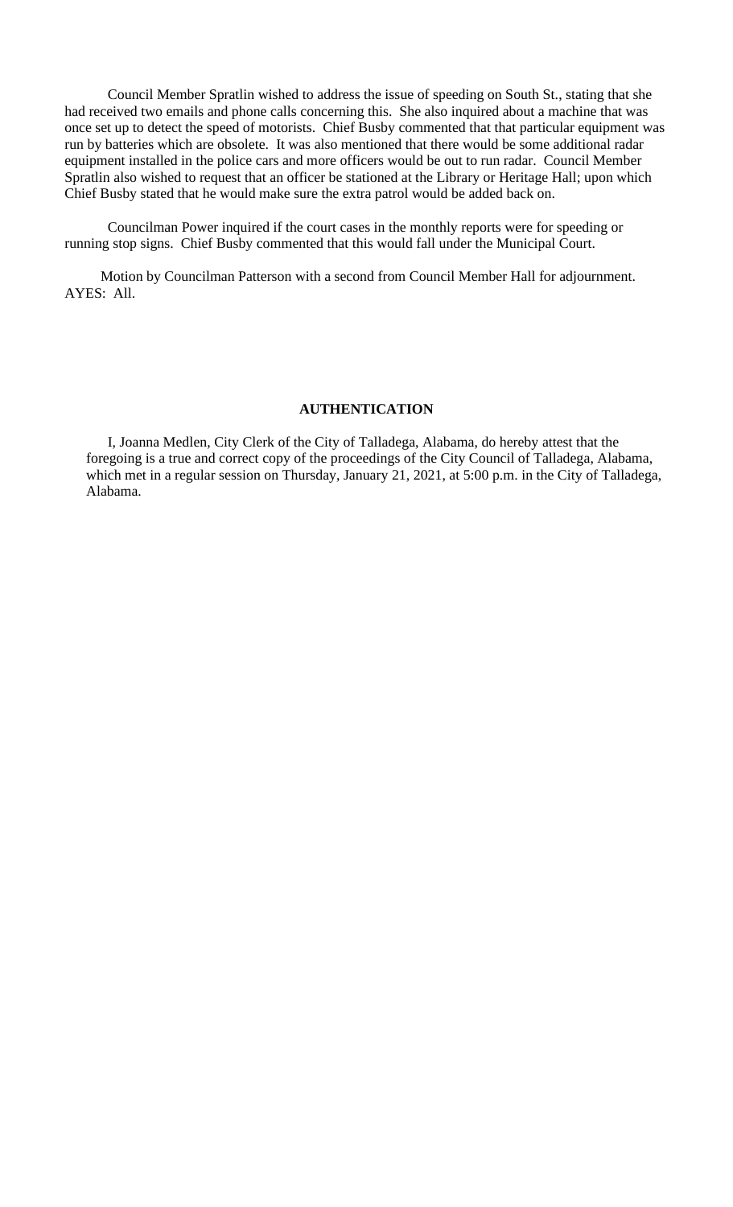Council Member Spratlin wished to address the issue of speeding on South St., stating that she had received two emails and phone calls concerning this. She also inquired about a machine that was once set up to detect the speed of motorists. Chief Busby commented that that particular equipment was run by batteries which are obsolete. It was also mentioned that there would be some additional radar equipment installed in the police cars and more officers would be out to run radar. Council Member Spratlin also wished to request that an officer be stationed at the Library or Heritage Hall; upon which Chief Busby stated that he would make sure the extra patrol would be added back on.

Councilman Power inquired if the court cases in the monthly reports were for speeding or running stop signs. Chief Busby commented that this would fall under the Municipal Court.

Motion by Councilman Patterson with a second from Council Member Hall for adjournment. AYES: All.

**AUTHENTICATION**

I, Joanna Medlen, City Clerk of the City of Talladega, Alabama, do hereby attest that the foregoing is a true and correct copy of the proceedings of the City Council of Talladega, Alabama, which met in a regular session on Thursday, January 21, 2021, at 5:00 p.m. in the City of Talladega, Alabama.